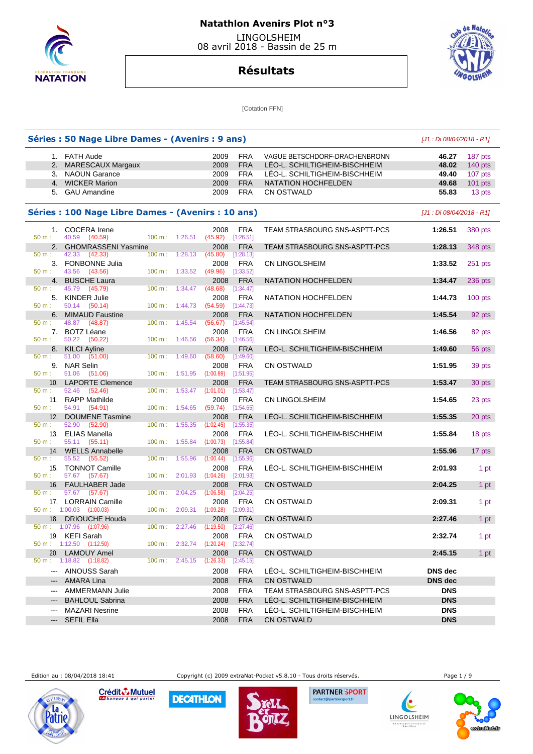# Natathlon Avenirs Plot n°3

LINGOLSHEIM
08 avril 2018 - Bassin de 25 m

## Résultats

[Cotation FFN]

### Séries : 50 Nage Libre Dames - (Avenirs : 9 ans)

[J1 : Di 08/04/2018 - R1]

| Rang | Nom | Année | Nat. | Club | Temps | Points |
|---|---|---|---|---|---|---|
| 1. | FATH Aude | 2009 | FRA | VAGUE BETSCHDORF-DRACHENBRONN | 46.27 | 187 pts |
| 2. | MARESCAUX Margaux | 2009 | FRA | LÉO-L. SCHILTIGHEIM-BISCHHEIM | 48.02 | 140 pts |
| 3. | NAOUN Garance | 2009 | FRA | LÉO-L. SCHILTIGHEIM-BISCHHEIM | 49.40 | 107 pts |
| 4. | WICKER Marion | 2009 | FRA | NATATION HOCHFELDEN | 49.68 | 101 pts |
| 5. | GAU Amandine | 2009 | FRA | CN OSTWALD | 55.83 | 13 pts |

### Séries : 100 Nage Libre Dames - (Avenirs : 10 ans)

[J1 : Di 08/04/2018 - R1]

| Rang | Nom | Année | Nat. | Club | Temps | Points |
|---|---|---|---|---|---|---|
| 1. | COCERA Irene | 2008 | FRA | TEAM STRASBOURG SNS-ASPTT-PCS | 1:26.51 | 380 pts |
| | 50 m : 40.59 (40.59) 100 m : 1:26.51 (45.92) [1:26.51] | | | | | |
| 2. | GHOMRASSENI Yasmine | 2008 | FRA | TEAM STRASBOURG SNS-ASPTT-PCS | 1:28.13 | 348 pts |
| | 50 m : 42.33 (42.33) 100 m : 1:28.13 (45.80) [1:28.13] | | | | | |
| 3. | FONBONNE Julia | 2008 | FRA | CN LINGOLSHEIM | 1:33.52 | 251 pts |
| | 50 m : 43.56 (43.56) 100 m : 1:33.52 (49.96) [1:33.52] | | | | | |
| 4. | BUSCHE Laura | 2008 | FRA | NATATION HOCHFELDEN | 1:34.47 | 236 pts |
| | 50 m : 45.79 (45.79) 100 m : 1:34.47 (48.68) [1:34.47] | | | | | |
| 5. | KINDER Julie | 2008 | FRA | NATATION HOCHFELDEN | 1:44.73 | 100 pts |
| | 50 m : 50.14 (50.14) 100 m : 1:44.73 (54.59) [1:44.73] | | | | | |
| 6. | MIMAUD Faustine | 2008 | FRA | NATATION HOCHFELDEN | 1:45.54 | 92 pts |
| | 50 m : 48.87 (48.87) 100 m : 1:45.54 (56.67) [1:45.54] | | | | | |
| 7. | BOTZ Léane | 2008 | FRA | CN LINGOLSHEIM | 1:46.56 | 82 pts |
| | 50 m : 50.22 (50.22) 100 m : 1:46.56 (56.34) [1:46.56] | | | | | |
| 8. | KILCI Ayline | 2008 | FRA | LÉO-L. SCHILTIGHEIM-BISCHHEIM | 1:49.60 | 56 pts |
| | 50 m : 51.00 (51.00) 100 m : 1:49.60 (58.60) [1:49.60] | | | | | |
| 9. | NAR Selin | 2008 | FRA | CN OSTWALD | 1:51.95 | 39 pts |
| | 50 m : 51.06 (51.06) 100 m : 1:51.95 (1:00.89) [1:51.95] | | | | | |
| 10. | LAPORTE Clemence | 2008 | FRA | TEAM STRASBOURG SNS-ASPTT-PCS | 1:53.47 | 30 pts |
| | 50 m : 52.46 (52.46) 100 m : 1:53.47 (1:01.01) [1:53.47] | | | | | |
| 11. | RAPP Mathilde | 2008 | FRA | CN LINGOLSHEIM | 1:54.65 | 23 pts |
| | 50 m : 54.91 (54.91) 100 m : 1:54.65 (59.74) [1:54.65] | | | | | |
| 12. | DOUMENE Tasmine | 2008 | FRA | LÉO-L. SCHILTIGHEIM-BISCHHEIM | 1:55.35 | 20 pts |
| | 50 m : 52.90 (52.90) 100 m : 1:55.35 (1:02.45) [1:55.35] | | | | | |
| 13. | ELIAS Manella | 2008 | FRA | LÉO-L. SCHILTIGHEIM-BISCHHEIM | 1:55.84 | 18 pts |
| | 50 m : 55.11 (55.11) 100 m : 1:55.84 (1:00.73) [1:55.84] | | | | | |
| 14. | WELLS Annabelle | 2008 | FRA | CN OSTWALD | 1:55.96 | 17 pts |
| | 50 m : 55.52 (55.52) 100 m : 1:55.96 (1:00.44) [1:55.96] | | | | | |
| 15. | TONNOT Camille | 2008 | FRA | LÉO-L. SCHILTIGHEIM-BISCHHEIM | 2:01.93 | 1 pt |
| | 50 m : 57.67 (57.67) 100 m : 2:01.93 (1:04.26) [2:01.93] | | | | | |
| 16. | FAULHABER Jade | 2008 | FRA | CN OSTWALD | 2:04.25 | 1 pt |
| | 50 m : 57.67 (57.67) 100 m : 2:04.25 (1:06.58) [2:04.25] | | | | | |
| 17. | LORRAIN Camille | 2008 | FRA | CN OSTWALD | 2:09.31 | 1 pt |
| | 50 m : 1:00.03 (1:00.03) 100 m : 2:09.31 (1:09.28) [2:09.31] | | | | | |
| 18. | DRIOUCHE Houda | 2008 | FRA | CN OSTWALD | 2:27.46 | 1 pt |
| | 50 m : 1:07.96 (1:07.96) 100 m : 2:27.46 (1:19.50) [2:27.46] | | | | | |
| 19. | KEFI Sarah | 2008 | FRA | CN OSTWALD | 2:32.74 | 1 pt |
| | 50 m : 1:12.50 (1:12.50) 100 m : 2:32.74 (1:20.24) [2:32.74] | | | | | |
| 20. | LAMOUY Amel | 2008 | FRA | CN OSTWALD | 2:45.15 | 1 pt |
| | 50 m : 1:18.82 (1:18.82) 100 m : 2:45.15 (1:26.33) [2:45.15] | | | | | |
| --- | AINOUSS Sarah | 2008 | FRA | LÉO-L. SCHILTIGHEIM-BISCHHEIM | DNS dec | |
| --- | AMARA Lina | 2008 | FRA | CN OSTWALD | DNS dec | |
| --- | AMMERMANN Julie | 2008 | FRA | TEAM STRASBOURG SNS-ASPTT-PCS | DNS | |
| --- | BAHLOUL Sabrina | 2008 | FRA | LÉO-L. SCHILTIGHEIM-BISCHHEIM | DNS | |
| --- | MAZARI Nesrine | 2008 | FRA | LÉO-L. SCHILTIGHEIM-BISCHHEIM | DNS | |
| --- | SEFIL Ella | 2008 | FRA | CN OSTWALD | DNS | |

Edition au : 08/04/2018 18:41 Copyright (c) 2009 extraNat-Pocket v5.8.10 - Tous droits réservés.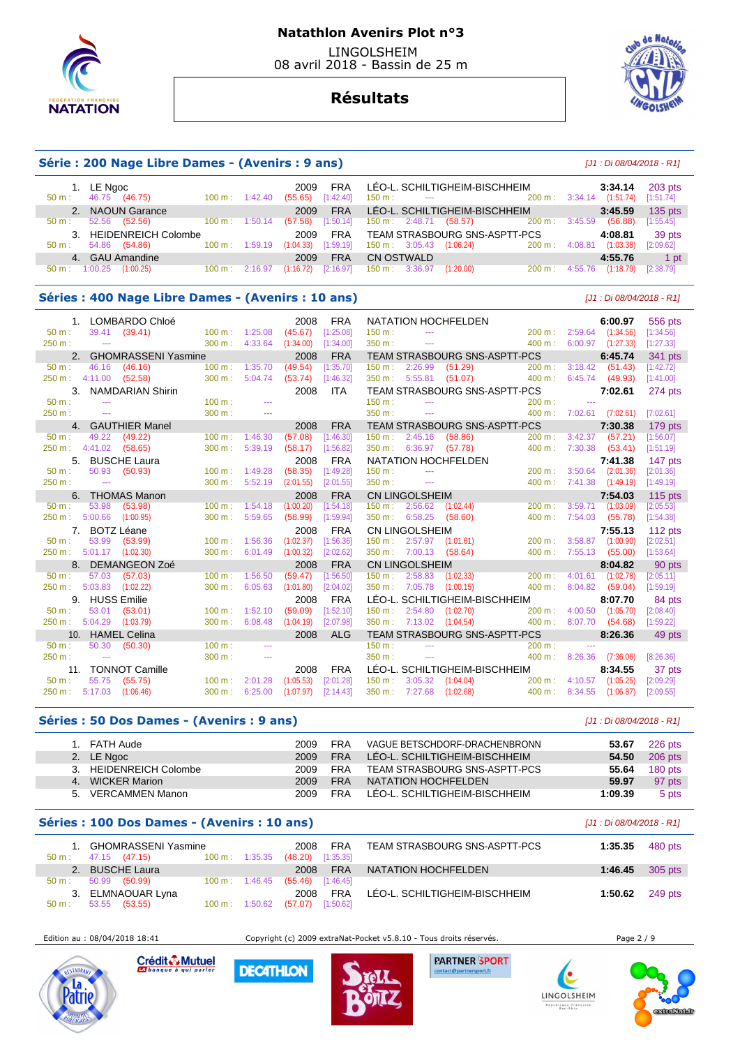# Natathlon Avenirs Plot n°3

LINGOLSHEIM
08 avril 2018 - Bassin de 25 m

## Résultats

### Série : 200 Nage Libre Dames - (Avenirs : 9 ans)

*[J1 : Di 08/04/2018 - R1]*

| Rg | Nom | Année | Nat. | Club | Temps | Points |
|---|---|---|---|---|---|---|
| 1. | LE Ngoc | 2009 | FRA | LÉO-L. SCHILTIGHEIM-BISCHHEIM | 3:34.14 | 203 pts |
| | 50 m : 46.75 (46.75) | 100 m : 1:42.40 (55.65) [1:42.40] | | 150 m : --- | 200 m : 3:34.14 (1:51.74) [1:51.74] | |
| 2. | NAOUN Garance | 2009 | FRA | LÉO-L. SCHILTIGHEIM-BISCHHEIM | 3:45.59 | 135 pts |
| | 50 m : 52.56 (52.56) | 100 m : 1:50.14 (57.58) [1:50.14] | | 150 m : 2:48.71 (58.57) | 200 m : 3:45.59 (56.88) [1:55.45] | |
| 3. | HEIDENREICH Colombe | 2009 | FRA | TEAM STRASBOURG SNS-ASPTT-PCS | 4:08.81 | 39 pts |
| | 50 m : 54.86 (54.86) | 100 m : 1:59.19 (1:04.33) [1:59.19] | | 150 m : 3:05.43 (1:06.24) | 200 m : 4:08.81 (1:03.38) [2:09.62] | |
| 4. | GAU Amandine | 2009 | FRA | CN OSTWALD | 4:55.76 | 1 pt |
| | 50 m : 1:00.25 (1:00.25) | 100 m : 2:16.97 (1:16.72) [2:16.97] | | 150 m : 3:36.97 (1:20.00) | 200 m : 4:55.76 (1:18.79) [2:38.79] | |

### Séries : 400 Nage Libre Dames - (Avenirs : 10 ans)

*[J1 : Di 08/04/2018 - R1]*

| Rg | Nom | Année | Nat. | Club | Temps | Points |
|---|---|---|---|---|---|---|
| 1. | LOMBARDO Chloé | 2008 | FRA | NATATION HOCHFELDEN | 6:00.97 | 556 pts |
| | 50 m : 39.41 (39.41) | 100 m : 1:25.08 (45.67) [1:25.08] | | 150 m : --- | 200 m : 2:59.64 (1:34.56) [1:34.56] | |
| | 250 m : --- | 300 m : 4:33.64 (1:34.00) [1:34.00] | | 350 m : --- | 400 m : 6:00.97 (1:27.33) [1:27.33] | |
| 2. | GHOMRASSENI Yasmine | 2008 | FRA | TEAM STRASBOURG SNS-ASPTT-PCS | 6:45.74 | 341 pts |
| | 50 m : 46.16 (46.16) | 100 m : 1:35.70 (49.54) [1:35.70] | | 150 m : 2:26.99 (51.29) | 200 m : 3:18.42 (51.43) [1:42.72] | |
| | 250 m : 4:11.00 (52.58) | 300 m : 5:04.74 (53.74) [1:46.32] | | 350 m : 5:55.81 (51.07) | 400 m : 6:45.74 (49.93) [1:41.00] | |
| 3. | NAMDARIAN Shirin | 2008 | ITA | TEAM STRASBOURG SNS-ASPTT-PCS | 7:02.61 | 274 pts |
| | 50 m : --- | 100 m : --- | | 150 m : --- | 200 m : --- | |
| | 250 m : --- | 300 m : --- | | 350 m : --- | 400 m : 7:02.61 (7:02.61) [7:02.61] | |
| 4. | GAUTHIER Manel | 2008 | FRA | TEAM STRASBOURG SNS-ASPTT-PCS | 7:30.38 | 179 pts |
| | 50 m : 49.22 (49.22) | 100 m : 1:46.30 (57.08) [1:46.30] | | 150 m : 2:45.16 (58.86) | 200 m : 3:42.37 (57.21) [1:56.07] | |
| | 250 m : 4:41.02 (58.65) | 300 m : 5:39.19 (58.17) [1:56.82] | | 350 m : 6:36.97 (57.78) | 400 m : 7:30.38 (53.41) [1:51.19] | |
| 5. | BUSCHE Laura | 2008 | FRA | NATATION HOCHFELDEN | 7:41.38 | 147 pts |
| | 50 m : 50.93 (50.93) | 100 m : 1:49.28 (58.35) [1:49.28] | | 150 m : --- | 200 m : 3:50.64 (2:01.36) [2:01.36] | |
| | 250 m : --- | 300 m : 5:52.19 (2:01.55) [2:01.55] | | 350 m : --- | 400 m : 7:41.38 (1:49.19) [1:49.19] | |
| 6. | THOMAS Manon | 2008 | FRA | CN LINGOLSHEIM | 7:54.03 | 115 pts |
| | 50 m : 53.98 (53.98) | 100 m : 1:54.18 (1:00.20) [1:54.18] | | 150 m : 2:56.62 (1:02.44) | 200 m : 3:59.71 (1:03.09) [2:05.53] | |
| | 250 m : 5:00.66 (1:00.95) | 300 m : 5:59.65 (58.99) [1:59.94] | | 350 m : 6:58.25 (58.60) | 400 m : 7:54.03 (55.78) [1:54.38] | |
| 7. | BOTZ Léane | 2008 | FRA | CN LINGOLSHEIM | 7:55.13 | 112 pts |
| | 50 m : 53.99 (53.99) | 100 m : 1:56.36 (1:02.37) [1:56.36] | | 150 m : 2:57.97 (1:01.61) | 200 m : 3:58.87 (1:00.90) [2:02.51] | |
| | 250 m : 5:01.17 (1:02.30) | 300 m : 6:01.49 (1:00.32) [2:02.62] | | 350 m : 7:00.13 (58.64) | 400 m : 7:55.13 (55.00) [1:53.64] | |
| 8. | DEMANGEON Zoé | 2008 | FRA | CN LINGOLSHEIM | 8:04.82 | 90 pts |
| | 50 m : 57.03 (57.03) | 100 m : 1:56.50 (59.47) [1:56.50] | | 150 m : 2:58.83 (1:02.33) | 200 m : 4:01.61 (1:02.78) [2:05.11] | |
| | 250 m : 5:03.83 (1:02.22) | 300 m : 6:05.63 (1:01.80) [2:04.02] | | 350 m : 7:05.78 (1:00.15) | 400 m : 8:04.82 (59.04) [1:59.19] | |
| 9. | HUSS Emilie | 2008 | FRA | LÉO-L. SCHILTIGHEIM-BISCHHEIM | 8:07.70 | 84 pts |
| | 50 m : 53.01 (53.01) | 100 m : 1:52.10 (59.09) [1:52.10] | | 150 m : 2:54.80 (1:02.70) | 200 m : 4:00.50 (1:05.70) [2:08.40] | |
| | 250 m : 5:04.29 (1:03.79) | 300 m : 6:08.48 (1:04.19) [2:07.98] | | 350 m : 7:13.02 (1:04.54) | 400 m : 8:07.70 (54.68) [1:59.22] | |
| 10. | HAMEL Celina | 2008 | ALG | TEAM STRASBOURG SNS-ASPTT-PCS | 8:26.36 | 49 pts |
| | 50 m : 50.30 (50.30) | 100 m : --- | | 150 m : --- | 200 m : --- | |
| | 250 m : --- | 300 m : --- | | 350 m : --- | 400 m : 8:26.36 (7:36.06) [8:26.36] | |
| 11. | TONNOT Camille | 2008 | FRA | LÉO-L. SCHILTIGHEIM-BISCHHEIM | 8:34.55 | 37 pts |
| | 50 m : 55.75 (55.75) | 100 m : 2:01.28 (1:05.53) [2:01.28] | | 150 m : 3:05.32 (1:04.04) | 200 m : 4:10.57 (1:05.25) [2:09.29] | |
| | 250 m : 5:17.03 (1:06.46) | 300 m : 6:25.00 (1:07.97) [2:14.43] | | 350 m : 7:27.68 (1:02.68) | 400 m : 8:34.55 (1:06.87) [2:09.55] | |

### Séries : 50 Dos Dames - (Avenirs : 9 ans)

*[J1 : Di 08/04/2018 - R1]*

| Rg | Nom | Année | Nat. | Club | Temps | Points |
|---|---|---|---|---|---|---|
| 1. | FATH Aude | 2009 | FRA | VAGUE BETSCHDORF-DRACHENBRONN | 53.67 | 226 pts |
| 2. | LE Ngoc | 2009 | FRA | LÉO-L. SCHILTIGHEIM-BISCHHEIM | 54.50 | 206 pts |
| 3. | HEIDENREICH Colombe | 2009 | FRA | TEAM STRASBOURG SNS-ASPTT-PCS | 55.64 | 180 pts |
| 4. | WICKER Marion | 2009 | FRA | NATATION HOCHFELDEN | 59.97 | 97 pts |
| 5. | VERCAMMEN Manon | 2009 | FRA | LÉO-L. SCHILTIGHEIM-BISCHHEIM | 1:09.39 | 5 pts |

### Séries : 100 Dos Dames - (Avenirs : 10 ans)

*[J1 : Di 08/04/2018 - R1]*

| Rg | Nom | Année | Nat. | Club | Temps | Points |
|---|---|---|---|---|---|---|
| 1. | GHOMRASSENI Yasmine | 2008 | FRA | TEAM STRASBOURG SNS-ASPTT-PCS | 1:35.35 | 480 pts |
| | 50 m : 47.15 (47.15) | 100 m : 1:35.35 (48.20) [1:35.35] | | | | |
| 2. | BUSCHE Laura | 2008 | FRA | NATATION HOCHFELDEN | 1:46.45 | 305 pts |
| | 50 m : 50.99 (50.99) | 100 m : 1:46.45 (55.46) [1:46.45] | | | | |
| 3. | ELMNAOUAR Lyna | 2008 | FRA | LÉO-L. SCHILTIGHEIM-BISCHHEIM | 1:50.62 | 249 pts |
| | 50 m : 53.55 (53.55) | 100 m : 1:50.62 (57.07) [1:50.62] | | | | |

Edition au : 08/04/2018 18:41 — Copyright (c) 2009 extraNat-Pocket v5.8.10 - Tous droits réservés.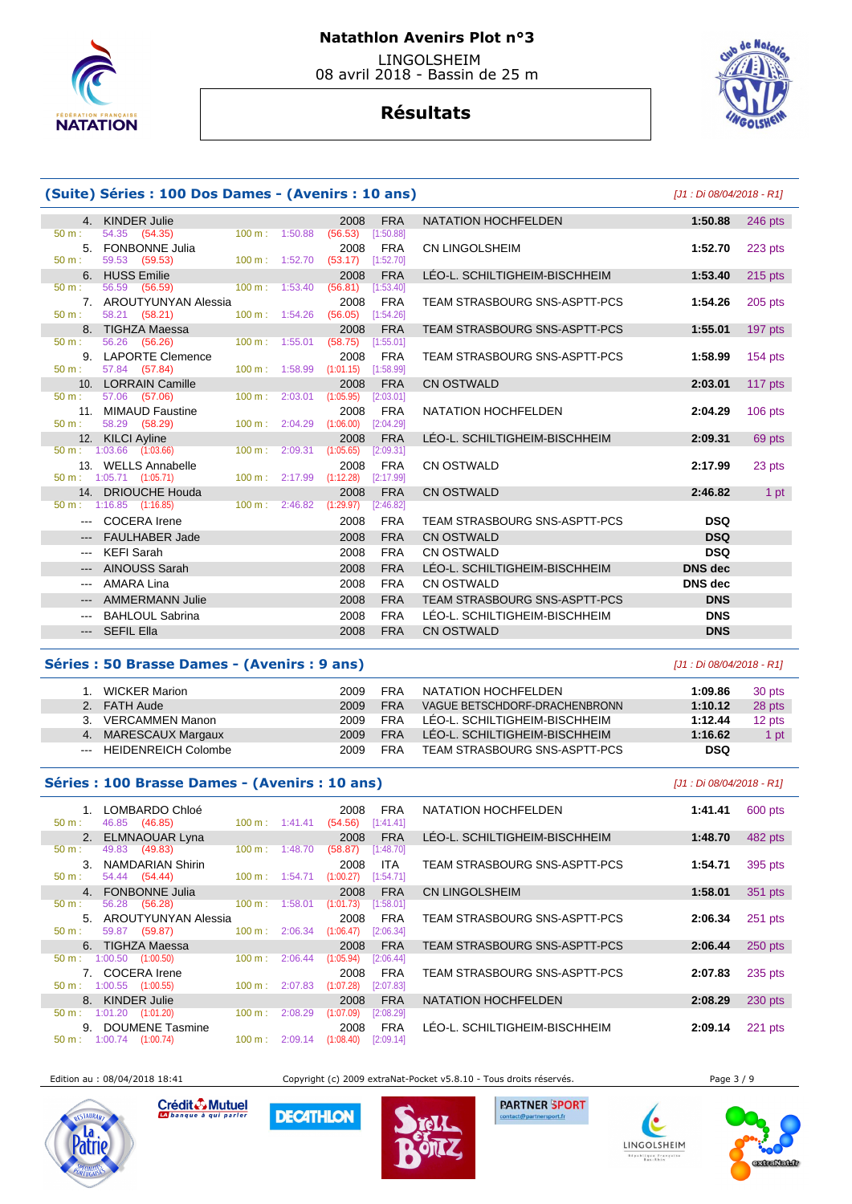# Natathlon Avenirs Plot n°3

LINGOLSHEIM
08 avril 2018 - Bassin de 25 m

## Résultats

### (Suite) Séries : 100 Dos Dames - (Avenirs : 10 ans)

*[J1 : Di 08/04/2018 - R1]*

| Rg | Nom | Année | Nat. | Club | Temps | Points |
|---|---|---|---|---|---|---|
| 4. | KINDER Julie | 2008 | FRA | NATATION HOCHFELDEN | 1:50.88 | 246 pts |
| | 50 m : 54.35 (54.35) — 100 m : 1:50.88 (56.53) [1:50.88] | | | | | |
| 5. | FONBONNE Julia | 2008 | FRA | CN LINGOLSHEIM | 1:52.70 | 223 pts |
| | 50 m : 59.53 (59.53) — 100 m : 1:52.70 (53.17) [1:52.70] | | | | | |
| 6. | HUSS Emilie | 2008 | FRA | LÉO-L. SCHILTIGHEIM-BISCHHEIM | 1:53.40 | 215 pts |
| | 50 m : 56.59 (56.59) — 100 m : 1:53.40 (56.81) [1:53.40] | | | | | |
| 7. | AROUTYUNYAN Alessia | 2008 | FRA | TEAM STRASBOURG SNS-ASPTT-PCS | 1:54.26 | 205 pts |
| | 50 m : 58.21 (58.21) — 100 m : 1:54.26 (56.05) [1:54.26] | | | | | |
| 8. | TIGHZA Maessa | 2008 | FRA | TEAM STRASBOURG SNS-ASPTT-PCS | 1:55.01 | 197 pts |
| | 50 m : 56.26 (56.26) — 100 m : 1:55.01 (58.75) [1:55.01] | | | | | |
| 9. | LAPORTE Clemence | 2008 | FRA | TEAM STRASBOURG SNS-ASPTT-PCS | 1:58.99 | 154 pts |
| | 50 m : 57.84 (57.84) — 100 m : 1:58.99 (1:01.15) [1:58.99] | | | | | |
| 10. | LORRAIN Camille | 2008 | FRA | CN OSTWALD | 2:03.01 | 117 pts |
| | 50 m : 57.06 (57.06) — 100 m : 2:03.01 (1:05.95) [2:03.01] | | | | | |
| 11. | MIMAUD Faustine | 2008 | FRA | NATATION HOCHFELDEN | 2:04.29 | 106 pts |
| | 50 m : 58.29 (58.29) — 100 m : 2:04.29 (1:06.00) [2:04.29] | | | | | |
| 12. | KILCI Ayline | 2008 | FRA | LÉO-L. SCHILTIGHEIM-BISCHHEIM | 2:09.31 | 69 pts |
| | 50 m : 1:03.66 (1:03.66) — 100 m : 2:09.31 (1:05.65) [2:09.31] | | | | | |
| 13. | WELLS Annabelle | 2008 | FRA | CN OSTWALD | 2:17.99 | 23 pts |
| | 50 m : 1:05.71 (1:05.71) — 100 m : 2:17.99 (1:12.28) [2:17.99] | | | | | |
| 14. | DRIOUCHE Houda | 2008 | FRA | CN OSTWALD | 2:46.82 | 1 pt |
| | 50 m : 1:16.85 (1:16.85) — 100 m : 2:46.82 (1:29.97) [2:46.82] | | | | | |
| --- | COCERA Irene | 2008 | FRA | TEAM STRASBOURG SNS-ASPTT-PCS | DSQ | |
| --- | FAULHABER Jade | 2008 | FRA | CN OSTWALD | DSQ | |
| --- | KEFI Sarah | 2008 | FRA | CN OSTWALD | DSQ | |
| --- | AINOUSS Sarah | 2008 | FRA | LÉO-L. SCHILTIGHEIM-BISCHHEIM | DNS dec | |
| --- | AMARA Lina | 2008 | FRA | CN OSTWALD | DNS dec | |
| --- | AMMERMANN Julie | 2008 | FRA | TEAM STRASBOURG SNS-ASPTT-PCS | DNS | |
| --- | BAHLOUL Sabrina | 2008 | FRA | LÉO-L. SCHILTIGHEIM-BISCHHEIM | DNS | |
| --- | SEFIL Ella | 2008 | FRA | CN OSTWALD | DNS | |

### Séries : 50 Brasse Dames - (Avenirs : 9 ans)

*[J1 : Di 08/04/2018 - R1]*

| Rg | Nom | Année | Nat. | Club | Temps | Points |
|---|---|---|---|---|---|---|
| 1. | WICKER Marion | 2009 | FRA | NATATION HOCHFELDEN | 1:09.86 | 30 pts |
| 2. | FATH Aude | 2009 | FRA | VAGUE BETSCHDORF-DRACHENBRONN | 1:10.12 | 28 pts |
| 3. | VERCAMMEN Manon | 2009 | FRA | LÉO-L. SCHILTIGHEIM-BISCHHEIM | 1:12.44 | 12 pts |
| 4. | MARESCAUX Margaux | 2009 | FRA | LÉO-L. SCHILTIGHEIM-BISCHHEIM | 1:16.62 | 1 pt |
| --- | HEIDENREICH Colombe | 2009 | FRA | TEAM STRASBOURG SNS-ASPTT-PCS | DSQ | |

### Séries : 100 Brasse Dames - (Avenirs : 10 ans)

*[J1 : Di 08/04/2018 - R1]*

| Rg | Nom | Année | Nat. | Club | Temps | Points |
|---|---|---|---|---|---|---|
| 1. | LOMBARDO Chloé | 2008 | FRA | NATATION HOCHFELDEN | 1:41.41 | 600 pts |
| | 50 m : 46.85 (46.85) — 100 m : 1:41.41 (54.56) [1:41.41] | | | | | |
| 2. | ELMNAOUAR Lyna | 2008 | FRA | LÉO-L. SCHILTIGHEIM-BISCHHEIM | 1:48.70 | 482 pts |
| | 50 m : 49.83 (49.83) — 100 m : 1:48.70 (58.87) [1:48.70] | | | | | |
| 3. | NAMDARIAN Shirin | 2008 | ITA | TEAM STRASBOURG SNS-ASPTT-PCS | 1:54.71 | 395 pts |
| | 50 m : 54.44 (54.44) — 100 m : 1:54.71 (1:00.27) [1:54.71] | | | | | |
| 4. | FONBONNE Julia | 2008 | FRA | CN LINGOLSHEIM | 1:58.01 | 351 pts |
| | 50 m : 56.28 (56.28) — 100 m : 1:58.01 (1:01.73) [1:58.01] | | | | | |
| 5. | AROUTYUNYAN Alessia | 2008 | FRA | TEAM STRASBOURG SNS-ASPTT-PCS | 2:06.34 | 251 pts |
| | 50 m : 59.87 (59.87) — 100 m : 2:06.34 (1:06.47) [2:06.34] | | | | | |
| 6. | TIGHZA Maessa | 2008 | FRA | TEAM STRASBOURG SNS-ASPTT-PCS | 2:06.44 | 250 pts |
| | 50 m : 1:00.50 (1:00.50) — 100 m : 2:06.44 (1:05.94) [2:06.44] | | | | | |
| 7. | COCERA Irene | 2008 | FRA | TEAM STRASBOURG SNS-ASPTT-PCS | 2:07.83 | 235 pts |
| | 50 m : 1:00.55 (1:00.55) — 100 m : 2:07.83 (1:07.28) [2:07.83] | | | | | |
| 8. | KINDER Julie | 2008 | FRA | NATATION HOCHFELDEN | 2:08.29 | 230 pts |
| | 50 m : 1:01.20 (1:01.20) — 100 m : 2:08.29 (1:07.09) [2:08.29] | | | | | |
| 9. | DOUMENE Tasmine | 2008 | FRA | LÉO-L. SCHILTIGHEIM-BISCHHEIM | 2:09.14 | 221 pts |
| | 50 m : 1:00.74 (1:00.74) — 100 m : 2:09.14 (1:08.40) [2:09.14] | | | | | |

Edition au : 08/04/2018 18:41 — Copyright (c) 2009 extraNat-Pocket v5.8.10 - Tous droits réservés.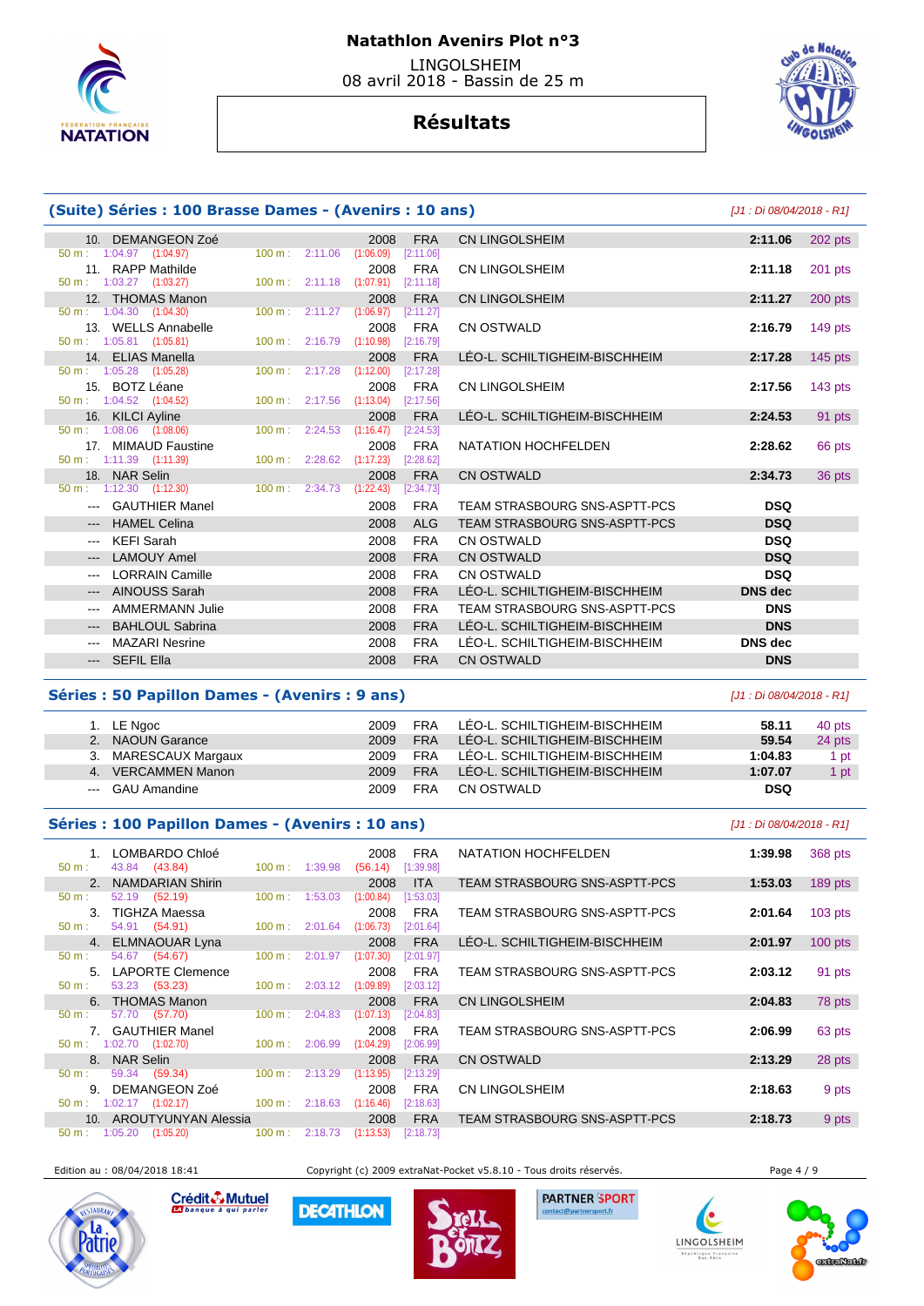# Natathlon Avenirs Plot n°3

LINGOLSHEIM
08 avril 2018 - Bassin de 25 m

## Résultats

### (Suite) Séries : 100 Brasse Dames - (Avenirs : 10 ans)

*[J1 : Di 08/04/2018 - R1]*

| Rang | Nom | Année | Nat. | Club | Temps | Points |
|---|---|---|---|---|---|---|
| 10. | DEMANGEON Zoé | 2008 | FRA | CN LINGOLSHEIM | 2:11.06 | 202 pts |
| | 50 m : 1:04.97 (1:04.97) — 100 m : 2:11.06 (1:06.09) [2:11.06] | | | | | |
| 11. | RAPP Mathilde | 2008 | FRA | CN LINGOLSHEIM | 2:11.18 | 201 pts |
| | 50 m : 1:03.27 (1:03.27) — 100 m : 2:11.18 (1:07.91) [2:11.18] | | | | | |
| 12. | THOMAS Manon | 2008 | FRA | CN LINGOLSHEIM | 2:11.27 | 200 pts |
| | 50 m : 1:04.30 (1:04.30) — 100 m : 2:11.27 (1:06.97) [2:11.27] | | | | | |
| 13. | WELLS Annabelle | 2008 | FRA | CN OSTWALD | 2:16.79 | 149 pts |
| | 50 m : 1:05.81 (1:05.81) — 100 m : 2:16.79 (1:10.98) [2:16.79] | | | | | |
| 14. | ELIAS Manella | 2008 | FRA | LÉO-L. SCHILTIGHEIM-BISCHHEIM | 2:17.28 | 145 pts |
| | 50 m : 1:05.28 (1:05.28) — 100 m : 2:17.28 (1:12.00) [2:17.28] | | | | | |
| 15. | BOTZ Léane | 2008 | FRA | CN LINGOLSHEIM | 2:17.56 | 143 pts |
| | 50 m : 1:04.52 (1:04.52) — 100 m : 2:17.56 (1:13.04) [2:17.56] | | | | | |
| 16. | KILCI Ayline | 2008 | FRA | LÉO-L. SCHILTIGHEIM-BISCHHEIM | 2:24.53 | 91 pts |
| | 50 m : 1:08.06 (1:08.06) — 100 m : 2:24.53 (1:16.47) [2:24.53] | | | | | |
| 17. | MIMAUD Faustine | 2008 | FRA | NATATION HOCHFELDEN | 2:28.62 | 66 pts |
| | 50 m : 1:11.39 (1:11.39) — 100 m : 2:28.62 (1:17.23) [2:28.62] | | | | | |
| 18. | NAR Selin | 2008 | FRA | CN OSTWALD | 2:34.73 | 36 pts |
| | 50 m : 1:12.30 (1:12.30) — 100 m : 2:34.73 (1:22.43) [2:34.73] | | | | | |
| --- | GAUTHIER Manel | 2008 | FRA | TEAM STRASBOURG SNS-ASPTT-PCS | DSQ | |
| --- | HAMEL Celina | 2008 | ALG | TEAM STRASBOURG SNS-ASPTT-PCS | DSQ | |
| --- | KEFI Sarah | 2008 | FRA | CN OSTWALD | DSQ | |
| --- | LAMOUY Amel | 2008 | FRA | CN OSTWALD | DSQ | |
| --- | LORRAIN Camille | 2008 | FRA | CN OSTWALD | DSQ | |
| --- | AINOUSS Sarah | 2008 | FRA | LÉO-L. SCHILTIGHEIM-BISCHHEIM | DNS dec | |
| --- | AMMERMANN Julie | 2008 | FRA | TEAM STRASBOURG SNS-ASPTT-PCS | DNS | |
| --- | BAHLOUL Sabrina | 2008 | FRA | LÉO-L. SCHILTIGHEIM-BISCHHEIM | DNS | |
| --- | MAZARI Nesrine | 2008 | FRA | LÉO-L. SCHILTIGHEIM-BISCHHEIM | DNS dec | |
| --- | SEFIL Ella | 2008 | FRA | CN OSTWALD | DNS | |

### Séries : 50 Papillon Dames - (Avenirs : 9 ans)

*[J1 : Di 08/04/2018 - R1]*

| Rang | Nom | Année | Nat. | Club | Temps | Points |
|---|---|---|---|---|---|---|
| 1. | LE Ngoc | 2009 | FRA | LÉO-L. SCHILTIGHEIM-BISCHHEIM | 58.11 | 40 pts |
| 2. | NAOUN Garance | 2009 | FRA | LÉO-L. SCHILTIGHEIM-BISCHHEIM | 59.54 | 24 pts |
| 3. | MARESCAUX Margaux | 2009 | FRA | LÉO-L. SCHILTIGHEIM-BISCHHEIM | 1:04.83 | 1 pt |
| 4. | VERCAMMEN Manon | 2009 | FRA | LÉO-L. SCHILTIGHEIM-BISCHHEIM | 1:07.07 | 1 pt |
| --- | GAU Amandine | 2009 | FRA | CN OSTWALD | DSQ | |

### Séries : 100 Papillon Dames - (Avenirs : 10 ans)

*[J1 : Di 08/04/2018 - R1]*

| Rang | Nom | Année | Nat. | Club | Temps | Points |
|---|---|---|---|---|---|---|
| 1. | LOMBARDO Chloé | 2008 | FRA | NATATION HOCHFELDEN | 1:39.98 | 368 pts |
| | 50 m : 43.84 (43.84) — 100 m : 1:39.98 (56.14) [1:39.98] | | | | | |
| 2. | NAMDARIAN Shirin | 2008 | ITA | TEAM STRASBOURG SNS-ASPTT-PCS | 1:53.03 | 189 pts |
| | 50 m : 52.19 (52.19) — 100 m : 1:53.03 (1:00.84) [1:53.03] | | | | | |
| 3. | TIGHZA Maessa | 2008 | FRA | TEAM STRASBOURG SNS-ASPTT-PCS | 2:01.64 | 103 pts |
| | 50 m : 54.91 (54.91) — 100 m : 2:01.64 (1:06.73) [2:01.64] | | | | | |
| 4. | ELMNAOUAR Lyna | 2008 | FRA | LÉO-L. SCHILTIGHEIM-BISCHHEIM | 2:01.97 | 100 pts |
| | 50 m : 54.67 (54.67) — 100 m : 2:01.97 (1:07.30) [2:01.97] | | | | | |
| 5. | LAPORTE Clemence | 2008 | FRA | TEAM STRASBOURG SNS-ASPTT-PCS | 2:03.12 | 91 pts |
| | 50 m : 53.23 (53.23) — 100 m : 2:03.12 (1:09.89) [2:03.12] | | | | | |
| 6. | THOMAS Manon | 2008 | FRA | CN LINGOLSHEIM | 2:04.83 | 78 pts |
| | 50 m : 57.70 (57.70) — 100 m : 2:04.83 (1:07.13) [2:04.83] | | | | | |
| 7. | GAUTHIER Manel | 2008 | FRA | TEAM STRASBOURG SNS-ASPTT-PCS | 2:06.99 | 63 pts |
| | 50 m : 1:02.70 (1:02.70) — 100 m : 2:06.99 (1:04.29) [2:06.99] | | | | | |
| 8. | NAR Selin | 2008 | FRA | CN OSTWALD | 2:13.29 | 28 pts |
| | 50 m : 59.34 (59.34) — 100 m : 2:13.29 (1:13.95) [2:13.29] | | | | | |
| 9. | DEMANGEON Zoé | 2008 | FRA | CN LINGOLSHEIM | 2:18.63 | 9 pts |
| | 50 m : 1:02.17 (1:02.17) — 100 m : 2:18.63 (1:16.46) [2:18.63] | | | | | |
| 10. | AROUTYUNYAN Alessia | 2008 | FRA | TEAM STRASBOURG SNS-ASPTT-PCS | 2:18.73 | 9 pts |
| | 50 m : 1:05.20 (1:05.20) — 100 m : 2:18.73 (1:13.53) [2:18.73] | | | | | |

Edition au : 08/04/2018 18:41 — Copyright (c) 2009 extraNat-Pocket v5.8.10 - Tous droits réservés.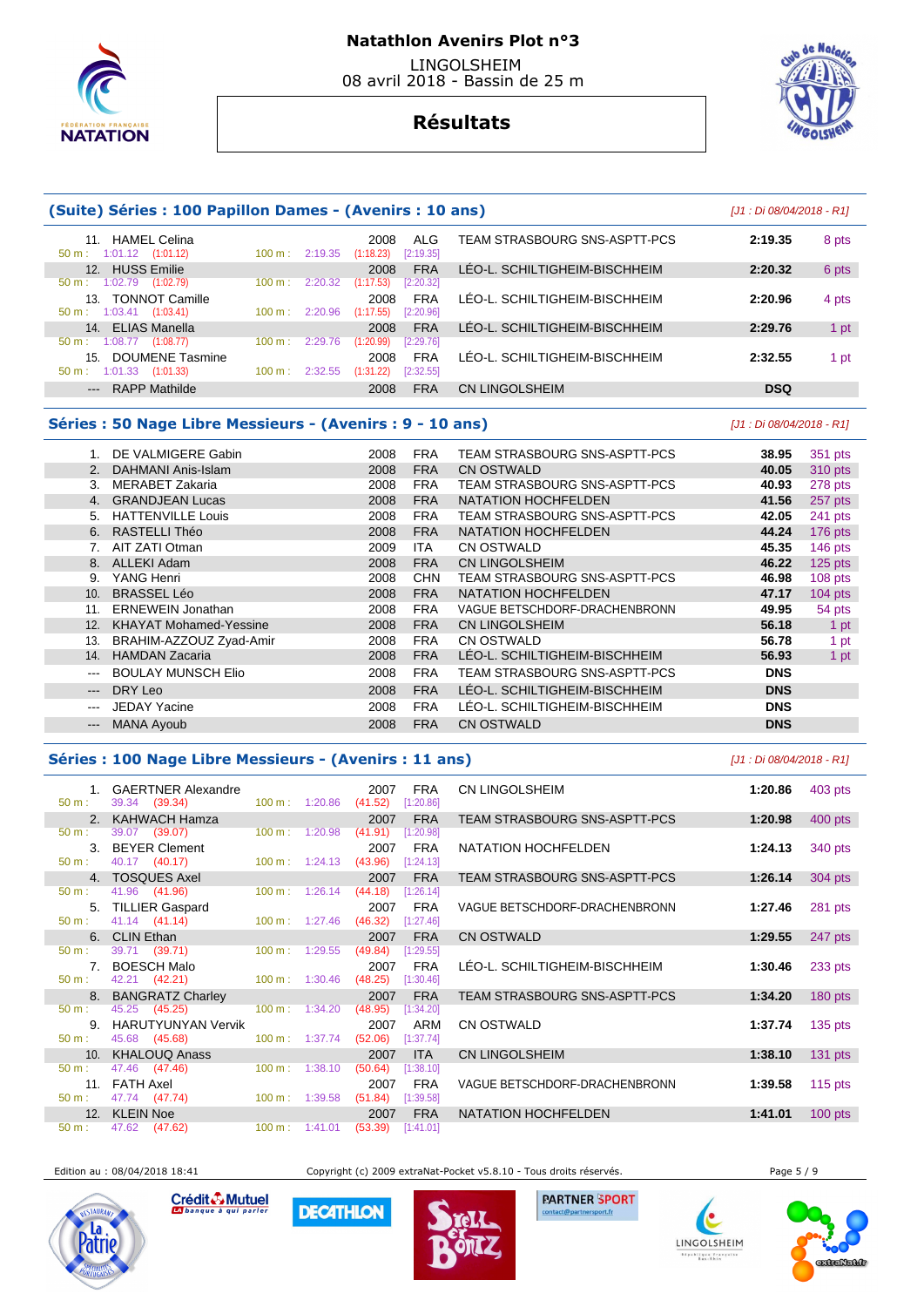# Natathlon Avenirs Plot n°3

LINGOLSHEIM
08 avril 2018 - Bassin de 25 m

## Résultats

### (Suite) Séries : 100 Papillon Dames - (Avenirs : 10 ans)

*[J1 : Di 08/04/2018 - R1]*

| Rang | Nom | Année | Nat. | Club | Temps | Points |
|---|---|---|---|---|---|---|
| 11. | HAMEL Celina | 2008 | ALG | TEAM STRASBOURG SNS-ASPTT-PCS | 2:19.35 | 8 pts |
| | 50 m : 1:01.12 (1:01.12) 100 m : 2:19.35 (1:18.23) [2:19.35] | | | | | |
| 12. | HUSS Emilie | 2008 | FRA | LÉO-L. SCHILTIGHEIM-BISCHHEIM | 2:20.32 | 6 pts |
| | 50 m : 1:02.79 (1:02.79) 100 m : 2:20.32 (1:17.53) [2:20.32] | | | | | |
| 13. | TONNOT Camille | 2008 | FRA | LÉO-L. SCHILTIGHEIM-BISCHHEIM | 2:20.96 | 4 pts |
| | 50 m : 1:03.41 (1:03.41) 100 m : 2:20.96 (1:17.55) [2:20.96] | | | | | |
| 14. | ELIAS Manella | 2008 | FRA | LÉO-L. SCHILTIGHEIM-BISCHHEIM | 2:29.76 | 1 pt |
| | 50 m : 1:08.77 (1:08.77) 100 m : 2:29.76 (1:20.99) [2:29.76] | | | | | |
| 15. | DOUMENE Tasmine | 2008 | FRA | LÉO-L. SCHILTIGHEIM-BISCHHEIM | 2:32.55 | 1 pt |
| | 50 m : 1:01.33 (1:01.33) 100 m : 2:32.55 (1:31.22) [2:32.55] | | | | | |
| --- | RAPP Mathilde | 2008 | FRA | CN LINGOLSHEIM | DSQ | |

### Séries : 50 Nage Libre Messieurs - (Avenirs : 9 - 10 ans)

*[J1 : Di 08/04/2018 - R1]*

| Rang | Nom | Année | Nat. | Club | Temps | Points |
|---|---|---|---|---|---|---|
| 1. | DE VALMIGERE Gabin | 2008 | FRA | TEAM STRASBOURG SNS-ASPTT-PCS | 38.95 | 351 pts |
| 2. | DAHMANI Anis-Islam | 2008 | FRA | CN OSTWALD | 40.05 | 310 pts |
| 3. | MERABET Zakaria | 2008 | FRA | TEAM STRASBOURG SNS-ASPTT-PCS | 40.93 | 278 pts |
| 4. | GRANDJEAN Lucas | 2008 | FRA | NATATION HOCHFELDEN | 41.56 | 257 pts |
| 5. | HATTENVILLE Louis | 2008 | FRA | TEAM STRASBOURG SNS-ASPTT-PCS | 42.05 | 241 pts |
| 6. | RASTELLI Théo | 2008 | FRA | NATATION HOCHFELDEN | 44.24 | 176 pts |
| 7. | AIT ZATI Otman | 2009 | ITA | CN OSTWALD | 45.35 | 146 pts |
| 8. | ALLEKI Adam | 2008 | FRA | CN LINGOLSHEIM | 46.22 | 125 pts |
| 9. | YANG Henri | 2008 | CHN | TEAM STRASBOURG SNS-ASPTT-PCS | 46.98 | 108 pts |
| 10. | BRASSEL Léo | 2008 | FRA | NATATION HOCHFELDEN | 47.17 | 104 pts |
| 11. | ERNEWEIN Jonathan | 2008 | FRA | VAGUE BETSCHDORF-DRACHENBRONN | 49.95 | 54 pts |
| 12. | KHAYAT Mohamed-Yessine | 2008 | FRA | CN LINGOLSHEIM | 56.18 | 1 pt |
| 13. | BRAHIM-AZZOUZ Zyad-Amir | 2008 | FRA | CN OSTWALD | 56.78 | 1 pt |
| 14. | HAMDAN Zacaria | 2008 | FRA | LÉO-L. SCHILTIGHEIM-BISCHHEIM | 56.93 | 1 pt |
| --- | BOULAY MUNSCH Elio | 2008 | FRA | TEAM STRASBOURG SNS-ASPTT-PCS | DNS | |
| --- | DRY Leo | 2008 | FRA | LÉO-L. SCHILTIGHEIM-BISCHHEIM | DNS | |
| --- | JEDAY Yacine | 2008 | FRA | LÉO-L. SCHILTIGHEIM-BISCHHEIM | DNS | |
| --- | MANA Ayoub | 2008 | FRA | CN OSTWALD | DNS | |

### Séries : 100 Nage Libre Messieurs - (Avenirs : 11 ans)

*[J1 : Di 08/04/2018 - R1]*

| Rang | Nom | Année | Nat. | Club | Temps | Points |
|---|---|---|---|---|---|---|
| 1. | GAERTNER Alexandre | 2007 | FRA | CN LINGOLSHEIM | 1:20.86 | 403 pts |
| | 50 m : 39.34 (39.34) 100 m : 1:20.86 (41.52) [1:20.86] | | | | | |
| 2. | KAHWACH Hamza | 2007 | FRA | TEAM STRASBOURG SNS-ASPTT-PCS | 1:20.98 | 400 pts |
| | 50 m : 39.07 (39.07) 100 m : 1:20.98 (41.91) [1:20.98] | | | | | |
| 3. | BEYER Clement | 2007 | FRA | NATATION HOCHFELDEN | 1:24.13 | 340 pts |
| | 50 m : 40.17 (40.17) 100 m : 1:24.13 (43.96) [1:24.13] | | | | | |
| 4. | TOSQUES Axel | 2007 | FRA | TEAM STRASBOURG SNS-ASPTT-PCS | 1:26.14 | 304 pts |
| | 50 m : 41.96 (41.96) 100 m : 1:26.14 (44.18) [1:26.14] | | | | | |
| 5. | TILLIER Gaspard | 2007 | FRA | VAGUE BETSCHDORF-DRACHENBRONN | 1:27.46 | 281 pts |
| | 50 m : 41.14 (41.14) 100 m : 1:27.46 (46.32) [1:27.46] | | | | | |
| 6. | CLIN Ethan | 2007 | FRA | CN OSTWALD | 1:29.55 | 247 pts |
| | 50 m : 39.71 (39.71) 100 m : 1:29.55 (49.84) [1:29.55] | | | | | |
| 7. | BOESCH Malo | 2007 | FRA | LÉO-L. SCHILTIGHEIM-BISCHHEIM | 1:30.46 | 233 pts |
| | 50 m : 42.21 (42.21) 100 m : 1:30.46 (48.25) [1:30.46] | | | | | |
| 8. | BANGRATZ Charley | 2007 | FRA | TEAM STRASBOURG SNS-ASPTT-PCS | 1:34.20 | 180 pts |
| | 50 m : 45.25 (45.25) 100 m : 1:34.20 (48.95) [1:34.20] | | | | | |
| 9. | HARUTYUNYAN Vervik | 2007 | ARM | CN OSTWALD | 1:37.74 | 135 pts |
| | 50 m : 45.68 (45.68) 100 m : 1:37.74 (52.06) [1:37.74] | | | | | |
| 10. | KHALOUQ Anass | 2007 | ITA | CN LINGOLSHEIM | 1:38.10 | 131 pts |
| | 50 m : 47.46 (47.46) 100 m : 1:38.10 (50.64) [1:38.10] | | | | | |
| 11. | FATH Axel | 2007 | FRA | VAGUE BETSCHDORF-DRACHENBRONN | 1:39.58 | 115 pts |
| | 50 m : 47.74 (47.74) 100 m : 1:39.58 (51.84) [1:39.58] | | | | | |
| 12. | KLEIN Noe | 2007 | FRA | NATATION HOCHFELDEN | 1:41.01 | 100 pts |
| | 50 m : 47.62 (47.62) 100 m : 1:41.01 (53.39) [1:41.01] | | | | | |

Edition au : 08/04/2018 18:41 — Copyright (c) 2009 extraNat-Pocket v5.8.10 - Tous droits réservés.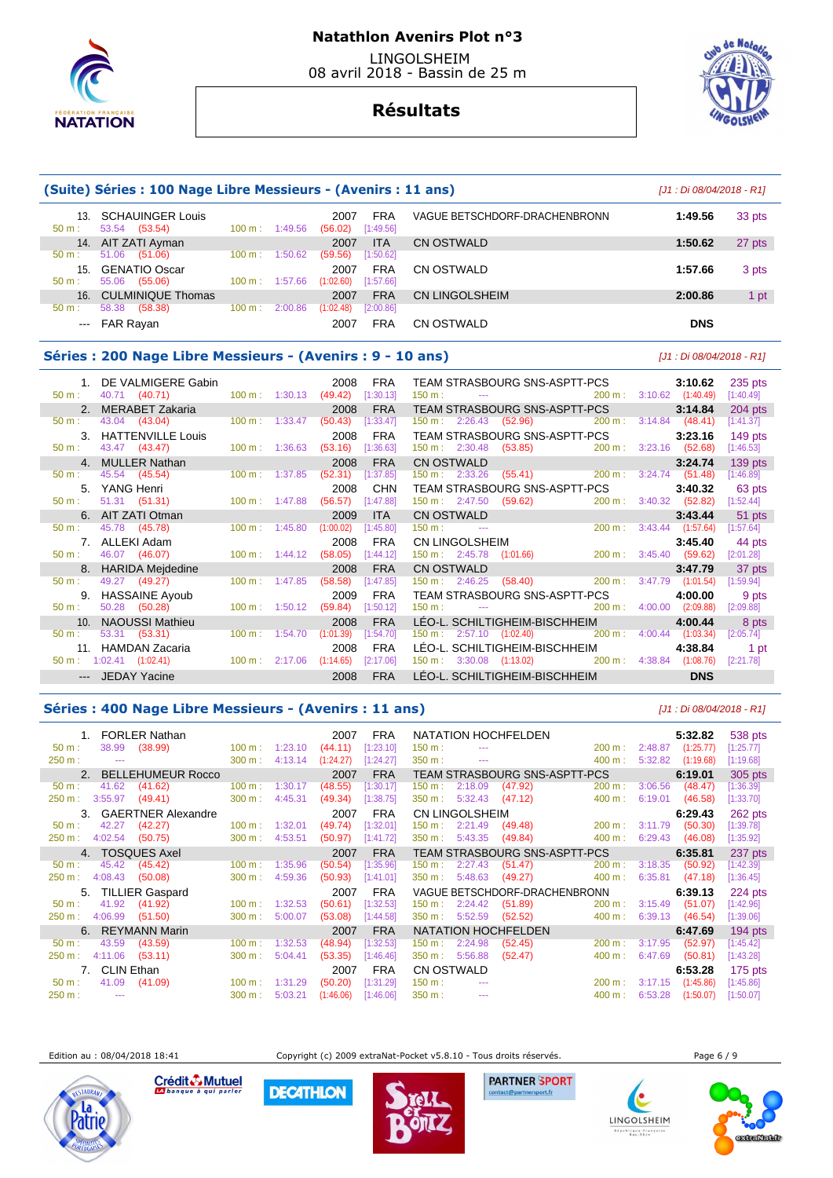# Natathlon Avenirs Plot n°3

LINGOLSHEIM
08 avril 2018 - Bassin de 25 m

## Résultats

### (Suite) Séries : 100 Nage Libre Messieurs - (Avenirs : 11 ans)

[J1 : Di 08/04/2018 - R1]

| Rang | Nom | Année | Nat. | Club | Temps | Points |
|---|---|---|---|---|---|---|
| 13. | SCHAUINGER Louis | 2007 | FRA | VAGUE BETSCHDORF-DRACHENBRONN | 1:49.56 | 33 pts |
| | 50 m : 53.54 (53.54) — 100 m : 1:49.56 (56.02) [1:49.56] | | | | | |
| 14. | AIT ZATI Ayman | 2007 | ITA | CN OSTWALD | 1:50.62 | 27 pts |
| | 50 m : 51.06 (51.06) — 100 m : 1:50.62 (59.56) [1:50.62] | | | | | |
| 15. | GENATIO Oscar | 2007 | FRA | CN OSTWALD | 1:57.66 | 3 pts |
| | 50 m : 55.06 (55.06) — 100 m : 1:57.66 (1:02.60) [1:57.66] | | | | | |
| 16. | CULMINIQUE Thomas | 2007 | FRA | CN LINGOLSHEIM | 2:00.86 | 1 pt |
| | 50 m : 58.38 (58.38) — 100 m : 2:00.86 (1:02.48) [2:00.86] | | | | | |
| --- | FAR Rayan | 2007 | FRA | CN OSTWALD | DNS | |

### Séries : 200 Nage Libre Messieurs - (Avenirs : 9 - 10 ans)

[J1 : Di 08/04/2018 - R1]

| Rang | Nom | Année | Nat. | Club | Temps | Points |
|---|---|---|---|---|---|---|
| 1. | DE VALMIGERE Gabin | 2008 | FRA | TEAM STRASBOURG SNS-ASPTT-PCS | 3:10.62 | 235 pts |
| | 50 m : 40.71 (40.71) — 100 m : 1:30.13 (49.42) [1:30.13] — 150 m : --- — 200 m : 3:10.62 (1:40.49) [1:40.49] | | | | | |
| 2. | MERABET Zakaria | 2008 | FRA | TEAM STRASBOURG SNS-ASPTT-PCS | 3:14.84 | 204 pts |
| | 50 m : 43.04 (43.04) — 100 m : 1:33.47 (50.43) [1:33.47] — 150 m : 2:26.43 (52.96) — 200 m : 3:14.84 (48.41) [1:41.37] | | | | | |
| 3. | HATTENVILLE Louis | 2008 | FRA | TEAM STRASBOURG SNS-ASPTT-PCS | 3:23.16 | 149 pts |
| | 50 m : 43.47 (43.47) — 100 m : 1:36.63 (53.16) [1:36.63] — 150 m : 2:30.48 (53.85) — 200 m : 3:23.16 (52.68) [1:46.53] | | | | | |
| 4. | MULLER Nathan | 2008 | FRA | CN OSTWALD | 3:24.74 | 139 pts |
| | 50 m : 45.54 (45.54) — 100 m : 1:37.85 (52.31) [1:37.85] — 150 m : 2:33.26 (55.41) — 200 m : 3:24.74 (51.48) [1:46.89] | | | | | |
| 5. | YANG Henri | 2008 | CHN | TEAM STRASBOURG SNS-ASPTT-PCS | 3:40.32 | 63 pts |
| | 50 m : 51.31 (51.31) — 100 m : 1:47.88 (56.57) [1:47.88] — 150 m : 2:47.50 (59.62) — 200 m : 3:40.32 (52.82) [1:52.44] | | | | | |
| 6. | AIT ZATI Otman | 2009 | ITA | CN OSTWALD | 3:43.44 | 51 pts |
| | 50 m : 45.78 (45.78) — 100 m : 1:45.80 (1:00.02) [1:45.80] — 150 m : --- — 200 m : 3:43.44 (1:57.64) [1:57.64] | | | | | |
| 7. | ALLEKI Adam | 2008 | FRA | CN LINGOLSHEIM | 3:45.40 | 44 pts |
| | 50 m : 46.07 (46.07) — 100 m : 1:44.12 (58.05) [1:44.12] — 150 m : 2:45.78 (1:01.66) — 200 m : 3:45.40 (59.62) [2:01.28] | | | | | |
| 8. | HARIDA Mejdedine | 2008 | FRA | CN OSTWALD | 3:47.79 | 37 pts |
| | 50 m : 49.27 (49.27) — 100 m : 1:47.85 (58.58) [1:47.85] — 150 m : 2:46.25 (58.40) — 200 m : 3:47.79 (1:01.54) [1:59.94] | | | | | |
| 9. | HASSAINE Ayoub | 2009 | FRA | TEAM STRASBOURG SNS-ASPTT-PCS | 4:00.00 | 9 pts |
| | 50 m : 50.28 (50.28) — 100 m : 1:50.12 (59.84) [1:50.12] — 150 m : --- — 200 m : 4:00.00 (2:09.88) [2:09.88] | | | | | |
| 10. | NAOUSSI Mathieu | 2008 | FRA | LÉO-L. SCHILTIGHEIM-BISCHHEIM | 4:00.44 | 8 pts |
| | 50 m : 53.31 (53.31) — 100 m : 1:54.70 (1:01.39) [1:54.70] — 150 m : 2:57.10 (1:02.40) — 200 m : 4:00.44 (1:03.34) [2:05.74] | | | | | |
| 11. | HAMDAN Zacaria | 2008 | FRA | LÉO-L. SCHILTIGHEIM-BISCHHEIM | 4:38.84 | 1 pt |
| | 50 m : 1:02.41 (1:02.41) — 100 m : 2:17.06 (1:14.65) [2:17.06] — 150 m : 3:30.08 (1:13.02) — 200 m : 4:38.84 (1:08.76) [2:21.78] | | | | | |
| --- | JEDAY Yacine | 2008 | FRA | LÉO-L. SCHILTIGHEIM-BISCHHEIM | DNS | |

### Séries : 400 Nage Libre Messieurs - (Avenirs : 11 ans)

[J1 : Di 08/04/2018 - R1]

| Rang | Nom | Année | Nat. | Club | Temps | Points |
|---|---|---|---|---|---|---|
| 1. | FORLER Nathan | 2007 | FRA | NATATION HOCHFELDEN | 5:32.82 | 538 pts |
| | 50 m : 38.99 (38.99) — 100 m : 1:23.10 (44.11) [1:23.10] — 150 m : --- — 200 m : 2:48.87 (1:25.77) [1:25.77] | | | | | |
| | 250 m : --- — 300 m : 4:13.14 (1:24.27) [1:24.27] — 350 m : --- — 400 m : 5:32.82 (1:19.68) [1:19.68] | | | | | |
| 2. | BELLEHUMEUR Rocco | 2007 | FRA | TEAM STRASBOURG SNS-ASPTT-PCS | 6:19.01 | 305 pts |
| | 50 m : 41.62 (41.62) — 100 m : 1:30.17 (48.55) [1:30.17] — 150 m : 2:18.09 (47.92) — 200 m : 3:06.56 (48.47) [1:36.39] | | | | | |
| | 250 m : 3:55.97 (49.41) — 300 m : 4:45.31 (49.34) [1:38.75] — 350 m : 5:32.43 (47.12) — 400 m : 6:19.01 (46.58) [1:33.70] | | | | | |
| 3. | GAERTNER Alexandre | 2007 | FRA | CN LINGOLSHEIM | 6:29.43 | 262 pts |
| | 50 m : 42.27 (42.27) — 100 m : 1:32.01 (49.74) [1:32.01] — 150 m : 2:21.49 (49.48) — 200 m : 3:11.79 (50.30) [1:39.78] | | | | | |
| | 250 m : 4:02.54 (50.75) — 300 m : 4:53.51 (50.97) [1:41.72] — 350 m : 5:43.35 (49.84) — 400 m : 6:29.43 (46.08) [1:35.92] | | | | | |
| 4. | TOSQUES Axel | 2007 | FRA | TEAM STRASBOURG SNS-ASPTT-PCS | 6:35.81 | 237 pts |
| | 50 m : 45.42 (45.42) — 100 m : 1:35.96 (50.54) [1:35.96] — 150 m : 2:27.43 (51.47) — 200 m : 3:18.35 (50.92) [1:42.39] | | | | | |
| | 250 m : 4:08.43 (50.08) — 300 m : 4:59.36 (50.93) [1:41.01] — 350 m : 5:48.63 (49.27) — 400 m : 6:35.81 (47.18) [1:36.45] | | | | | |
| 5. | TILLIER Gaspard | 2007 | FRA | VAGUE BETSCHDORF-DRACHENBRONN | 6:39.13 | 224 pts |
| | 50 m : 41.92 (41.92) — 100 m : 1:32.53 (50.61) [1:32.53] — 150 m : 2:24.42 (51.89) — 200 m : 3:15.49 (51.07) [1:42.96] | | | | | |
| | 250 m : 4:06.99 (51.50) — 300 m : 5:00.07 (53.08) [1:44.58] — 350 m : 5:52.59 (52.52) — 400 m : 6:39.13 (46.54) [1:39.06] | | | | | |
| 6. | REYMANN Marin | 2007 | FRA | NATATION HOCHFELDEN | 6:47.69 | 194 pts |
| | 50 m : 43.59 (43.59) — 100 m : 1:32.53 (48.94) [1:32.53] — 150 m : 2:24.98 (52.45) — 200 m : 3:17.95 (52.97) [1:45.42] | | | | | |
| | 250 m : 4:11.06 (53.11) — 300 m : 5:04.41 (53.35) [1:46.46] — 350 m : 5:56.88 (52.47) — 400 m : 6:47.69 (50.81) [1:43.28] | | | | | |
| 7. | CLIN Ethan | 2007 | FRA | CN OSTWALD | 6:53.28 | 175 pts |
| | 50 m : 41.09 (41.09) — 100 m : 1:31.29 (50.20) [1:31.29] — 150 m : --- — 200 m : 3:17.15 (1:45.86) [1:45.86] | | | | | |
| | 250 m : --- — 300 m : 5:03.21 (1:46.06) [1:46.06] — 350 m : --- — 400 m : 6:53.28 (1:50.07) [1:50.07] | | | | | |

Edition au : 08/04/2018 18:41 — Copyright (c) 2009 extraNat-Pocket v5.8.10 - Tous droits réservés.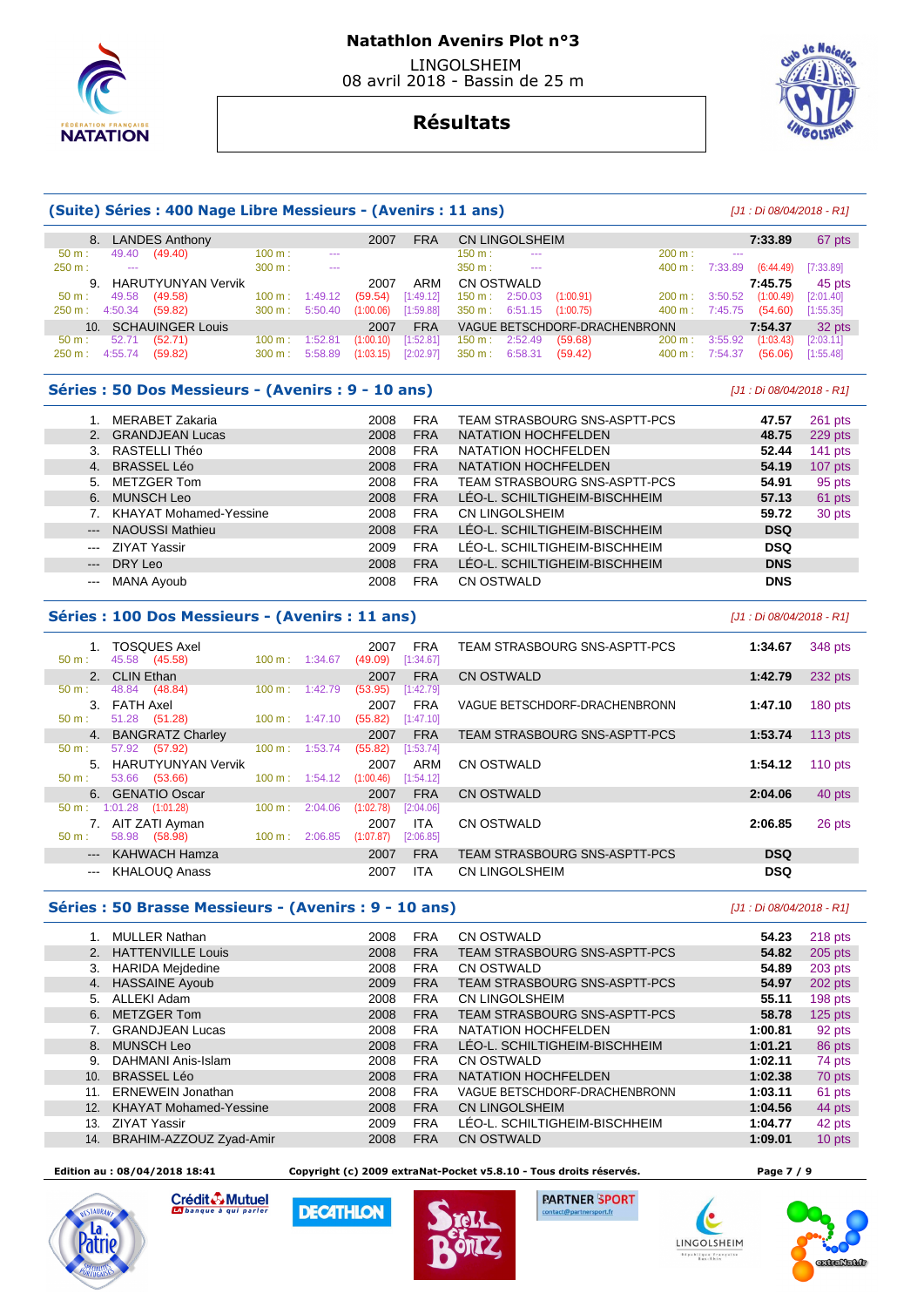# Natathlon Avenirs Plot n°3

LINGOLSHEIM
08 avril 2018 - Bassin de 25 m

## Résultats

### (Suite) Séries : 400 Nage Libre Messieurs - (Avenirs : 11 ans)

*[J1 : Di 08/04/2018 - R1]*

| Rang | Nom | Année | Nat. | Club | Temps | Points |
|---|---|---|---|---|---|---|
| 8. | LANDES Anthony | 2007 | FRA | CN LINGOLSHEIM | 7:33.89 | 67 pts |
| | 50 m : 49.40 (49.40) — 100 m : --- — 150 m : --- — 200 m : --- — 250 m : --- — 300 m : --- — 350 m : --- — 400 m : 7:33.89 (6:44.49) [7:33.89] | | | | | |
| 9. | HARUTYUNYAN Vervik | 2007 | ARM | CN OSTWALD | 7:45.75 | 45 pts |
| | 50 m : 49.58 (49.58) — 100 m : 1:49.12 (59.54) [1:49.12] — 150 m : 2:50.03 (1:00.91) — 200 m : 3:50.52 (1:00.49) [2:01.40] — 250 m : 4:50.34 (59.82) — 300 m : 5:50.40 (1:00.06) [1:59.88] — 350 m : 6:51.15 (1:00.75) — 400 m : 7:45.75 (54.60) [1:55.35] | | | | | |
| 10. | SCHAUINGER Louis | 2007 | FRA | VAGUE BETSCHDORF-DRACHENBRONN | 7:54.37 | 32 pts |
| | 50 m : 52.71 (52.71) — 100 m : 1:52.81 (1:00.10) [1:52.81] — 150 m : 2:52.49 (59.68) — 200 m : 3:55.92 (1:03.43) [2:03.11] — 250 m : 4:55.74 (59.82) — 300 m : 5:58.89 (1:03.15) [2:02.97] — 350 m : 6:58.31 (59.42) — 400 m : 7:54.37 (56.06) [1:55.48] | | | | | |

### Séries : 50 Dos Messieurs - (Avenirs : 9 - 10 ans)

*[J1 : Di 08/04/2018 - R1]*

| Rang | Nom | Année | Nat. | Club | Temps | Points |
|---|---|---|---|---|---|---|
| 1. | MERABET Zakaria | 2008 | FRA | TEAM STRASBOURG SNS-ASPTT-PCS | 47.57 | 261 pts |
| 2. | GRANDJEAN Lucas | 2008 | FRA | NATATION HOCHFELDEN | 48.75 | 229 pts |
| 3. | RASTELLI Théo | 2008 | FRA | NATATION HOCHFELDEN | 52.44 | 141 pts |
| 4. | BRASSEL Léo | 2008 | FRA | NATATION HOCHFELDEN | 54.19 | 107 pts |
| 5. | METZGER Tom | 2008 | FRA | TEAM STRASBOURG SNS-ASPTT-PCS | 54.91 | 95 pts |
| 6. | MUNSCH Leo | 2008 | FRA | LÉO-L. SCHILTIGHEIM-BISCHHEIM | 57.13 | 61 pts |
| 7. | KHAYAT Mohamed-Yessine | 2008 | FRA | CN LINGOLSHEIM | 59.72 | 30 pts |
| --- | NAOUSSI Mathieu | 2008 | FRA | LÉO-L. SCHILTIGHEIM-BISCHHEIM | DSQ | |
| --- | ZIYAT Yassir | 2009 | FRA | LÉO-L. SCHILTIGHEIM-BISCHHEIM | DSQ | |
| --- | DRY Leo | 2008 | FRA | LÉO-L. SCHILTIGHEIM-BISCHHEIM | DNS | |
| --- | MANA Ayoub | 2008 | FRA | CN OSTWALD | DNS | |

### Séries : 100 Dos Messieurs - (Avenirs : 11 ans)

*[J1 : Di 08/04/2018 - R1]*

| Rang | Nom | Année | Nat. | Club | Temps | Points |
|---|---|---|---|---|---|---|
| 1. | TOSQUES Axel | 2007 | FRA | TEAM STRASBOURG SNS-ASPTT-PCS | 1:34.67 | 348 pts |
| | 50 m : 45.58 (45.58) — 100 m : 1:34.67 (49.09) [1:34.67] | | | | | |
| 2. | CLIN Ethan | 2007 | FRA | CN OSTWALD | 1:42.79 | 232 pts |
| | 50 m : 48.84 (48.84) — 100 m : 1:42.79 (53.95) [1:42.79] | | | | | |
| 3. | FATH Axel | 2007 | FRA | VAGUE BETSCHDORF-DRACHENBRONN | 1:47.10 | 180 pts |
| | 50 m : 51.28 (51.28) — 100 m : 1:47.10 (55.82) [1:47.10] | | | | | |
| 4. | BANGRATZ Charley | 2007 | FRA | TEAM STRASBOURG SNS-ASPTT-PCS | 1:53.74 | 113 pts |
| | 50 m : 57.92 (57.92) — 100 m : 1:53.74 (55.82) [1:53.74] | | | | | |
| 5. | HARUTYUNYAN Vervik | 2007 | ARM | CN OSTWALD | 1:54.12 | 110 pts |
| | 50 m : 53.66 (53.66) — 100 m : 1:54.12 (1:00.46) [1:54.12] | | | | | |
| 6. | GENATIO Oscar | 2007 | FRA | CN OSTWALD | 2:04.06 | 40 pts |
| | 50 m : 1:01.28 (1:01.28) — 100 m : 2:04.06 (1:02.78) [2:04.06] | | | | | |
| 7. | AIT ZATI Ayman | 2007 | ITA | CN OSTWALD | 2:06.85 | 26 pts |
| | 50 m : 58.98 (58.98) — 100 m : 2:06.85 (1:07.87) [2:06.85] | | | | | |
| --- | KAHWACH Hamza | 2007 | FRA | TEAM STRASBOURG SNS-ASPTT-PCS | DSQ | |
| --- | KHALOUQ Anass | 2007 | ITA | CN LINGOLSHEIM | DSQ | |

### Séries : 50 Brasse Messieurs - (Avenirs : 9 - 10 ans)

*[J1 : Di 08/04/2018 - R1]*

| Rang | Nom | Année | Nat. | Club | Temps | Points |
|---|---|---|---|---|---|---|
| 1. | MULLER Nathan | 2008 | FRA | CN OSTWALD | 54.23 | 218 pts |
| 2. | HATTENVILLE Louis | 2008 | FRA | TEAM STRASBOURG SNS-ASPTT-PCS | 54.82 | 205 pts |
| 3. | HARIDA Mejdedine | 2008 | FRA | CN OSTWALD | 54.89 | 203 pts |
| 4. | HASSAINE Ayoub | 2009 | FRA | TEAM STRASBOURG SNS-ASPTT-PCS | 54.97 | 202 pts |
| 5. | ALLEKI Adam | 2008 | FRA | CN LINGOLSHEIM | 55.11 | 198 pts |
| 6. | METZGER Tom | 2008 | FRA | TEAM STRASBOURG SNS-ASPTT-PCS | 58.78 | 125 pts |
| 7. | GRANDJEAN Lucas | 2008 | FRA | NATATION HOCHFELDEN | 1:00.81 | 92 pts |
| 8. | MUNSCH Leo | 2008 | FRA | LÉO-L. SCHILTIGHEIM-BISCHHEIM | 1:01.21 | 86 pts |
| 9. | DAHMANI Anis-Islam | 2008 | FRA | CN OSTWALD | 1:02.11 | 74 pts |
| 10. | BRASSEL Léo | 2008 | FRA | NATATION HOCHFELDEN | 1:02.38 | 70 pts |
| 11. | ERNEWEIN Jonathan | 2008 | FRA | VAGUE BETSCHDORF-DRACHENBRONN | 1:03.11 | 61 pts |
| 12. | KHAYAT Mohamed-Yessine | 2008 | FRA | CN LINGOLSHEIM | 1:04.56 | 44 pts |
| 13. | ZIYAT Yassir | 2009 | FRA | LÉO-L. SCHILTIGHEIM-BISCHHEIM | 1:04.77 | 42 pts |
| 14. | BRAHIM-AZZOUZ Zyad-Amir | 2008 | FRA | CN OSTWALD | 1:09.01 | 10 pts |

Edition au : 08/04/2018 18:41 — Copyright (c) 2009 extraNat-Pocket v5.8.10 - Tous droits réservés.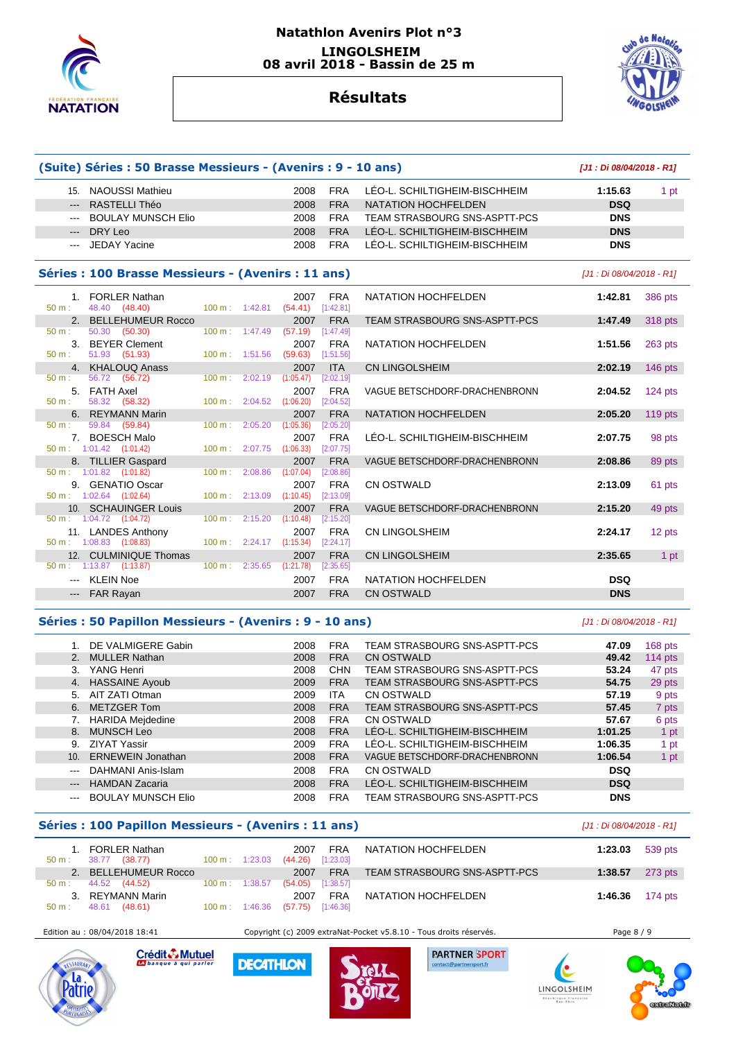# Natathlon Avenirs Plot n°3

**LINGOLSHEIM**
**08 avril 2018 - Bassin de 25 m**

## Résultats

### (Suite) Séries : 50 Brasse Messieurs - (Avenirs : 9 - 10 ans)

*[J1 : Di 08/04/2018 - R1]*

| Rang | Nom | Année | Nat. | Club | Temps | Points |
|---|---|---|---|---|---|---|
| 15. | NAOUSSI Mathieu | 2008 | FRA | LÉO-L. SCHILTIGHEIM-BISCHHEIM | 1:15.63 | 1 pt |
| --- | RASTELLI Théo | 2008 | FRA | NATATION HOCHFELDEN | DSQ | |
| --- | BOULAY MUNSCH Elio | 2008 | FRA | TEAM STRASBOURG SNS-ASPTT-PCS | DNS | |
| --- | DRY Leo | 2008 | FRA | LÉO-L. SCHILTIGHEIM-BISCHHEIM | DNS | |
| --- | JEDAY Yacine | 2008 | FRA | LÉO-L. SCHILTIGHEIM-BISCHHEIM | DNS | |

### Séries : 100 Brasse Messieurs - (Avenirs : 11 ans)

*[J1 : Di 08/04/2018 - R1]*

| Rang | Nom | Année | Nat. | Club | Temps | Points |
|---|---|---|---|---|---|---|
| 1. | FORLER Nathan | 2007 | FRA | NATATION HOCHFELDEN | 1:42.81 | 386 pts |
| | 50 m : 48.40 (48.40) 100 m : 1:42.81 (54.41) [1:42.81] | | | | | |
| 2. | BELLEHUMEUR Rocco | 2007 | FRA | TEAM STRASBOURG SNS-ASPTT-PCS | 1:47.49 | 318 pts |
| | 50 m : 50.30 (50.30) 100 m : 1:47.49 (57.19) [1:47.49] | | | | | |
| 3. | BEYER Clement | 2007 | FRA | NATATION HOCHFELDEN | 1:51.56 | 263 pts |
| | 50 m : 51.93 (51.93) 100 m : 1:51.56 (59.63) [1:51.56] | | | | | |
| 4. | KHALOUQ Anass | 2007 | ITA | CN LINGOLSHEIM | 2:02.19 | 146 pts |
| | 50 m : 56.72 (56.72) 100 m : 2:02.19 (1:05.47) [2:02.19] | | | | | |
| 5. | FATH Axel | 2007 | FRA | VAGUE BETSCHDORF-DRACHENBRONN | 2:04.52 | 124 pts |
| | 50 m : 58.32 (58.32) 100 m : 2:04.52 (1:06.20) [2:04.52] | | | | | |
| 6. | REYMANN Marin | 2007 | FRA | NATATION HOCHFELDEN | 2:05.20 | 119 pts |
| | 50 m : 59.84 (59.84) 100 m : 2:05.20 (1:05.36) [2:05.20] | | | | | |
| 7. | BOESCH Malo | 2007 | FRA | LÉO-L. SCHILTIGHEIM-BISCHHEIM | 2:07.75 | 98 pts |
| | 50 m : 1:01.42 (1:01.42) 100 m : 2:07.75 (1:06.33) [2:07.75] | | | | | |
| 8. | TILLIER Gaspard | 2007 | FRA | VAGUE BETSCHDORF-DRACHENBRONN | 2:08.86 | 89 pts |
| | 50 m : 1:01.82 (1:01.82) 100 m : 2:08.86 (1:07.04) [2:08.86] | | | | | |
| 9. | GENATIO Oscar | 2007 | FRA | CN OSTWALD | 2:13.09 | 61 pts |
| | 50 m : 1:02.64 (1:02.64) 100 m : 2:13.09 (1:10.45) [2:13.09] | | | | | |
| 10. | SCHAUINGER Louis | 2007 | FRA | VAGUE BETSCHDORF-DRACHENBRONN | 2:15.20 | 49 pts |
| | 50 m : 1:04.72 (1:04.72) 100 m : 2:15.20 (1:10.48) [2:15.20] | | | | | |
| 11. | LANDES Anthony | 2007 | FRA | CN LINGOLSHEIM | 2:24.17 | 12 pts |
| | 50 m : 1:08.83 (1:08.83) 100 m : 2:24.17 (1:15.34) [2:24.17] | | | | | |
| 12. | CULMINIQUE Thomas | 2007 | FRA | CN LINGOLSHEIM | 2:35.65 | 1 pt |
| | 50 m : 1:13.87 (1:13.87) 100 m : 2:35.65 (1:21.78) [2:35.65] | | | | | |
| --- | KLEIN Noe | 2007 | FRA | NATATION HOCHFELDEN | DSQ | |
| --- | FAR Rayan | 2007 | FRA | CN OSTWALD | DNS | |

### Séries : 50 Papillon Messieurs - (Avenirs : 9 - 10 ans)

*[J1 : Di 08/04/2018 - R1]*

| Rang | Nom | Année | Nat. | Club | Temps | Points |
|---|---|---|---|---|---|---|
| 1. | DE VALMIGERE Gabin | 2008 | FRA | TEAM STRASBOURG SNS-ASPTT-PCS | 47.09 | 168 pts |
| 2. | MULLER Nathan | 2008 | FRA | CN OSTWALD | 49.42 | 114 pts |
| 3. | YANG Henri | 2008 | CHN | TEAM STRASBOURG SNS-ASPTT-PCS | 53.24 | 47 pts |
| 4. | HASSAINE Ayoub | 2009 | FRA | TEAM STRASBOURG SNS-ASPTT-PCS | 54.75 | 29 pts |
| 5. | AIT ZATI Otman | 2009 | ITA | CN OSTWALD | 57.19 | 9 pts |
| 6. | METZGER Tom | 2008 | FRA | TEAM STRASBOURG SNS-ASPTT-PCS | 57.45 | 7 pts |
| 7. | HARIDA Mejdedine | 2008 | FRA | CN OSTWALD | 57.67 | 6 pts |
| 8. | MUNSCH Leo | 2008 | FRA | LÉO-L. SCHILTIGHEIM-BISCHHEIM | 1:01.25 | 1 pt |
| 9. | ZIYAT Yassir | 2009 | FRA | LÉO-L. SCHILTIGHEIM-BISCHHEIM | 1:06.35 | 1 pt |
| 10. | ERNEWEIN Jonathan | 2008 | FRA | VAGUE BETSCHDORF-DRACHENBRONN | 1:06.54 | 1 pt |
| --- | DAHMANI Anis-Islam | 2008 | FRA | CN OSTWALD | DSQ | |
| --- | HAMDAN Zacaria | 2008 | FRA | LÉO-L. SCHILTIGHEIM-BISCHHEIM | DSQ | |
| --- | BOULAY MUNSCH Elio | 2008 | FRA | TEAM STRASBOURG SNS-ASPTT-PCS | DNS | |

### Séries : 100 Papillon Messieurs - (Avenirs : 11 ans)

*[J1 : Di 08/04/2018 - R1]*

| Rang | Nom | Année | Nat. | Club | Temps | Points |
|---|---|---|---|---|---|---|
| 1. | FORLER Nathan | 2007 | FRA | NATATION HOCHFELDEN | 1:23.03 | 539 pts |
| | 50 m : 38.77 (38.77) 100 m : 1:23.03 (44.26) [1:23.03] | | | | | |
| 2. | BELLEHUMEUR Rocco | 2007 | FRA | TEAM STRASBOURG SNS-ASPTT-PCS | 1:38.57 | 273 pts |
| | 50 m : 44.52 (44.52) 100 m : 1:38.57 (54.05) [1:38.57] | | | | | |
| 3. | REYMANN Marin | 2007 | FRA | NATATION HOCHFELDEN | 1:46.36 | 174 pts |
| | 50 m : 48.61 (48.61) 100 m : 1:46.36 (57.75) [1:46.36] | | | | | |

Edition au : 08/04/2018 18:41 — Copyright (c) 2009 extraNat-Pocket v5.8.10 - Tous droits réservés.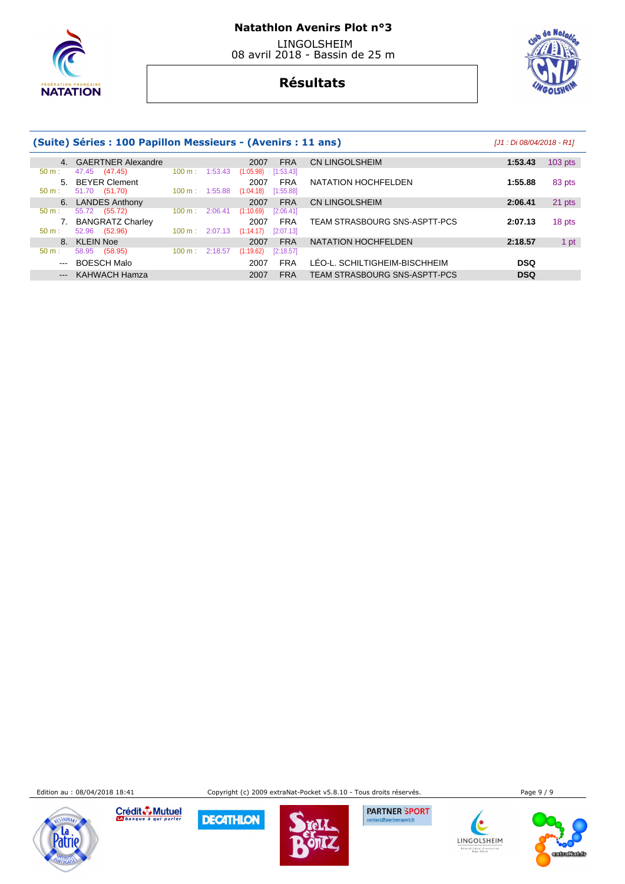# Natathlon Avenirs Plot n°3

LINGOLSHEIM
08 avril 2018 - Bassin de 25 m

## Résultats

### (Suite) Séries : 100 Papillon Messieurs - (Avenirs : 11 ans)

*[J1 : Di 08/04/2018 - R1]*

| | | | | | | | |
|---|---|---|---|---|---|---|---|
| 4. | GAERTNER Alexandre | 2007 | FRA | CN LINGOLSHEIM | 1:53.43 | 103 pts |
| 50 m : 47.45 (47.45) | 100 m : 1:53.43 (1:05.98) [1:53.43] | | | | | |
| 5. | BEYER Clement | 2007 | FRA | NATATION HOCHFELDEN | 1:55.88 | 83 pts |
| 50 m : 51.70 (51.70) | 100 m : 1:55.88 (1:04.18) [1:55.88] | | | | | |
| 6. | LANDES Anthony | 2007 | FRA | CN LINGOLSHEIM | 2:06.41 | 21 pts |
| 50 m : 55.72 (55.72) | 100 m : 2:06.41 (1:10.69) [2:06.41] | | | | | |
| 7. | BANGRATZ Charley | 2007 | FRA | TEAM STRASBOURG SNS-ASPTT-PCS | 2:07.13 | 18 pts |
| 50 m : 52.96 (52.96) | 100 m : 2:07.13 (1:14.17) [2:07.13] | | | | | |
| 8. | KLEIN Noe | 2007 | FRA | NATATION HOCHFELDEN | 2:18.57 | 1 pt |
| 50 m : 58.95 (58.95) | 100 m : 2:18.57 (1:19.62) [2:18.57] | | | | | |
| --- | BOESCH Malo | 2007 | FRA | LÉO-L. SCHILTIGHEIM-BISCHHEIM | DSQ | |
| --- | KAHWACH Hamza | 2007 | FRA | TEAM STRASBOURG SNS-ASPTT-PCS | DSQ | |

Edition au : 08/04/2018 18:41 Copyright (c) 2009 extraNat-Pocket v5.8.10 - Tous droits réservés.